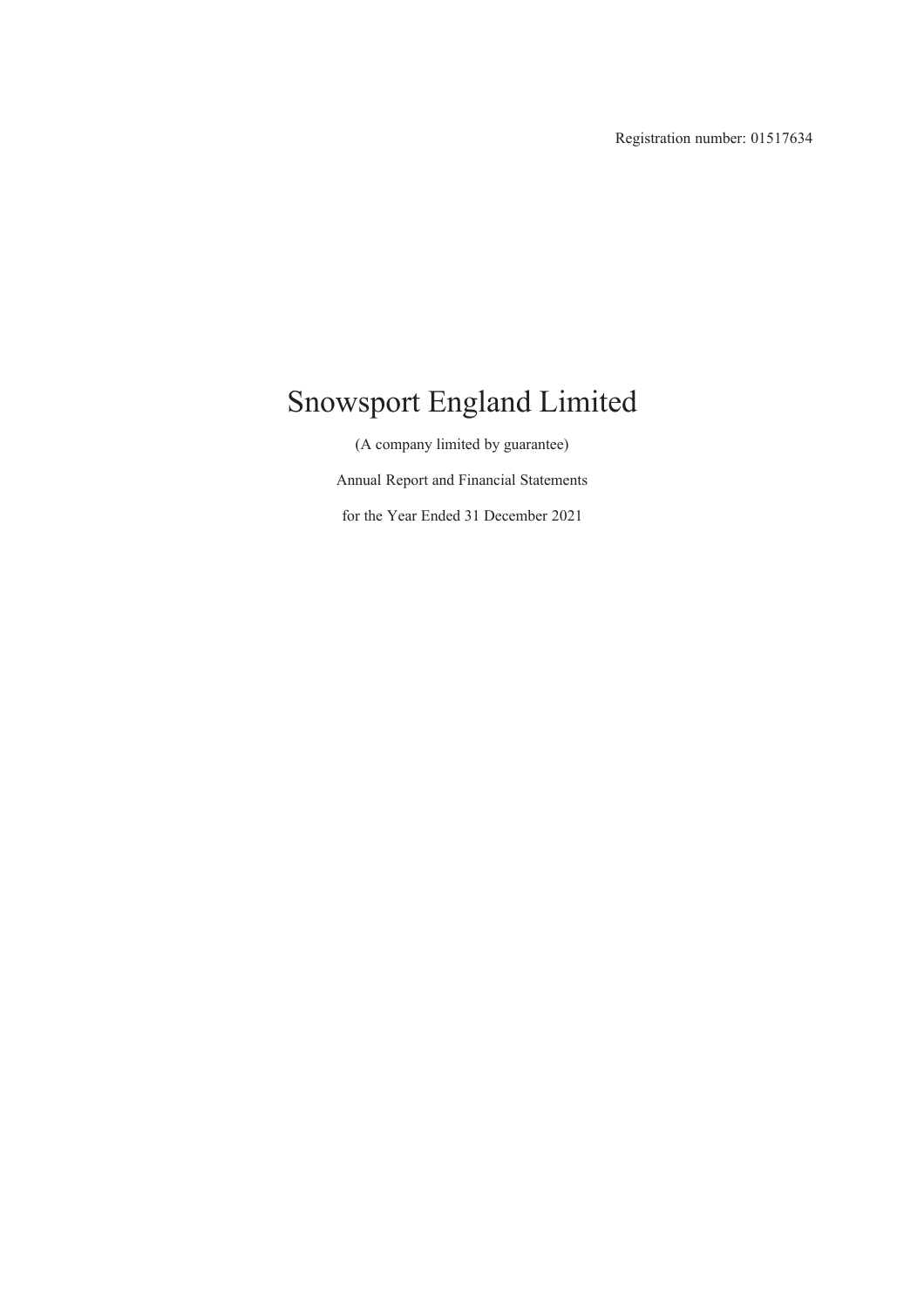Registration number: 01517634

# Snowsport England Limited

(A company limited by guarantee)

Annual Report and Financial Statements

for the Year Ended 31 December 2021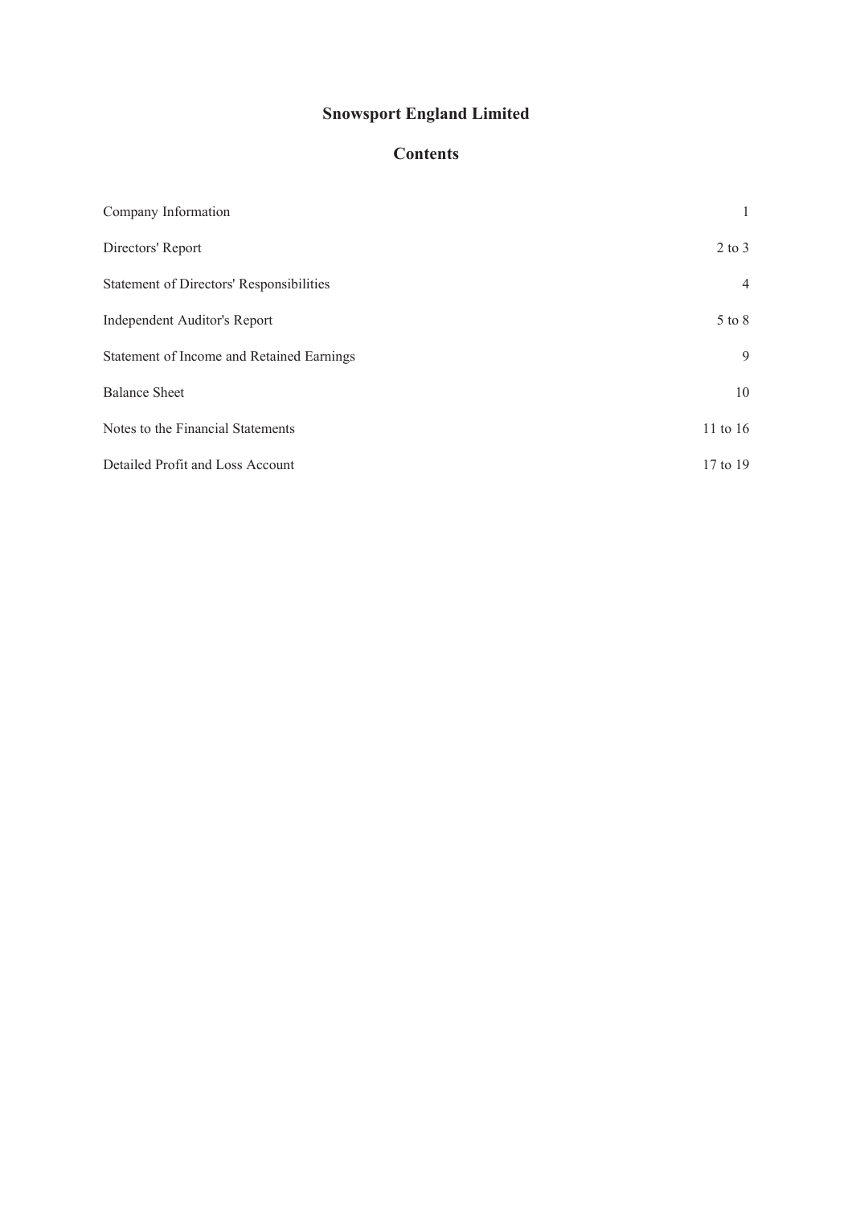# Snowsport England Limited

## Contents

| | |
|---|---|
| Company Information | 1 |
| Directors' Report | 2 to 3 |
| Statement of Directors' Responsibilities | 4 |
| Independent Auditor's Report | 5 to 8 |
| Statement of Income and Retained Earnings | 9 |
| Balance Sheet | 10 |
| Notes to the Financial Statements | 11 to 16 |
| Detailed Profit and Loss Account | 17 to 19 |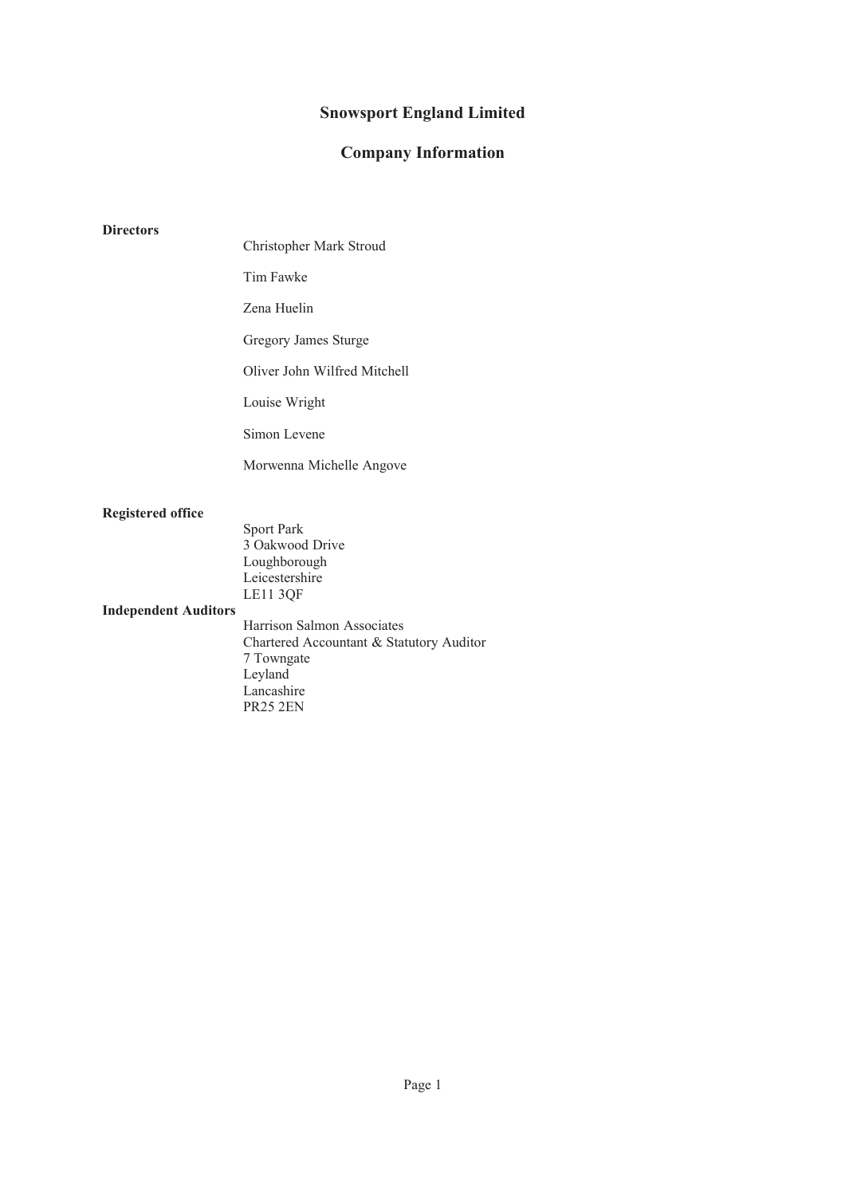# Snowsport England Limited

## Company Information

**Directors**

Christopher Mark Stroud

Tim Fawke

Zena Huelin

Gregory James Sturge

Oliver John Wilfred Mitchell

Louise Wright

Simon Levene

Morwenna Michelle Angove

**Registered office**

Sport Park
3 Oakwood Drive
Loughborough
Leicestershire
LE11 3QF

**Independent Auditors**

Harrison Salmon Associates
Chartered Accountant & Statutory Auditor
7 Towngate
Leyland
Lancashire
PR25 2EN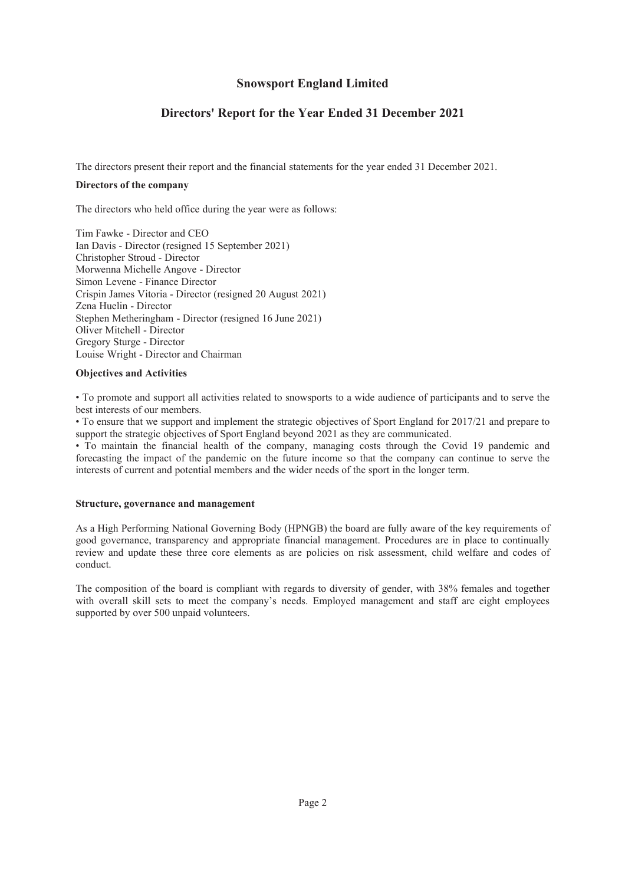# Snowsport England Limited

## Directors' Report for the Year Ended 31 December 2021

The directors present their report and the financial statements for the year ended 31 December 2021.

**Directors of the company**

The directors who held office during the year were as follows:

Tim Fawke - Director and CEO
Ian Davis - Director (resigned 15 September 2021)
Christopher Stroud - Director
Morwenna Michelle Angove - Director
Simon Levene - Finance Director
Crispin James Vitoria - Director (resigned 20 August 2021)
Zena Huelin - Director
Stephen Metheringham - Director (resigned 16 June 2021)
Oliver Mitchell - Director
Gregory Sturge - Director
Louise Wright - Director and Chairman

**Objectives and Activities**

• To promote and support all activities related to snowsports to a wide audience of participants and to serve the best interests of our members.
• To ensure that we support and implement the strategic objectives of Sport England for 2017/21 and prepare to support the strategic objectives of Sport England beyond 2021 as they are communicated.
• To maintain the financial health of the company, managing costs through the Covid 19 pandemic and forecasting the impact of the pandemic on the future income so that the company can continue to serve the interests of current and potential members and the wider needs of the sport in the longer term.

**Structure, governance and management**

As a High Performing National Governing Body (HPNGB) the board are fully aware of the key requirements of good governance, transparency and appropriate financial management. Procedures are in place to continually review and update these three core elements as are policies on risk assessment, child welfare and codes of conduct.

The composition of the board is compliant with regards to diversity of gender, with 38% females and together with overall skill sets to meet the company's needs. Employed management and staff are eight employees supported by over 500 unpaid volunteers.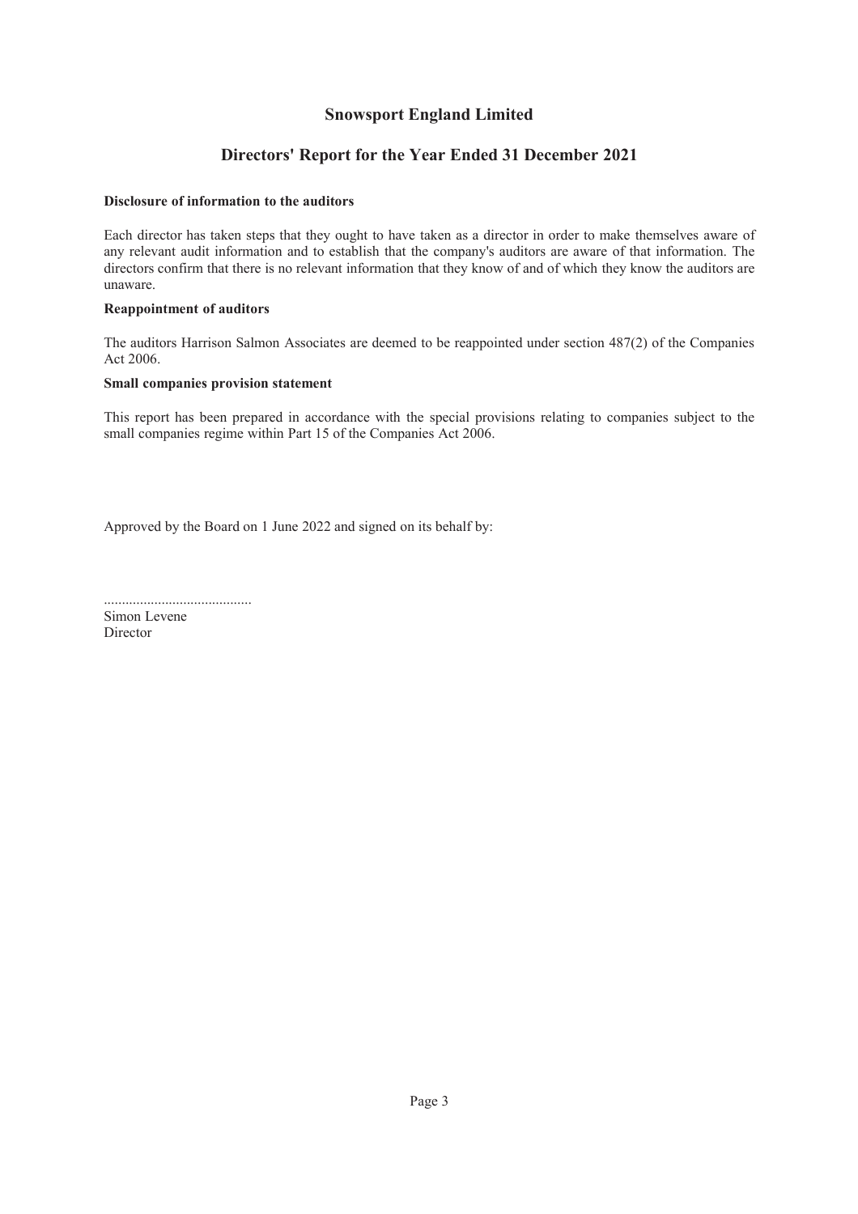# Snowsport England Limited

## Directors' Report for the Year Ended 31 December 2021

**Disclosure of information to the auditors**

Each director has taken steps that they ought to have taken as a director in order to make themselves aware of any relevant audit information and to establish that the company's auditors are aware of that information. The directors confirm that there is no relevant information that they know of and of which they know the auditors are unaware.

**Reappointment of auditors**

The auditors Harrison Salmon Associates are deemed to be reappointed under section 487(2) of the Companies Act 2006.

**Small companies provision statement**

This report has been prepared in accordance with the special provisions relating to companies subject to the small companies regime within Part 15 of the Companies Act 2006.

Approved by the Board on 1 June 2022 and signed on its behalf by:

.........................................
Simon Levene
Director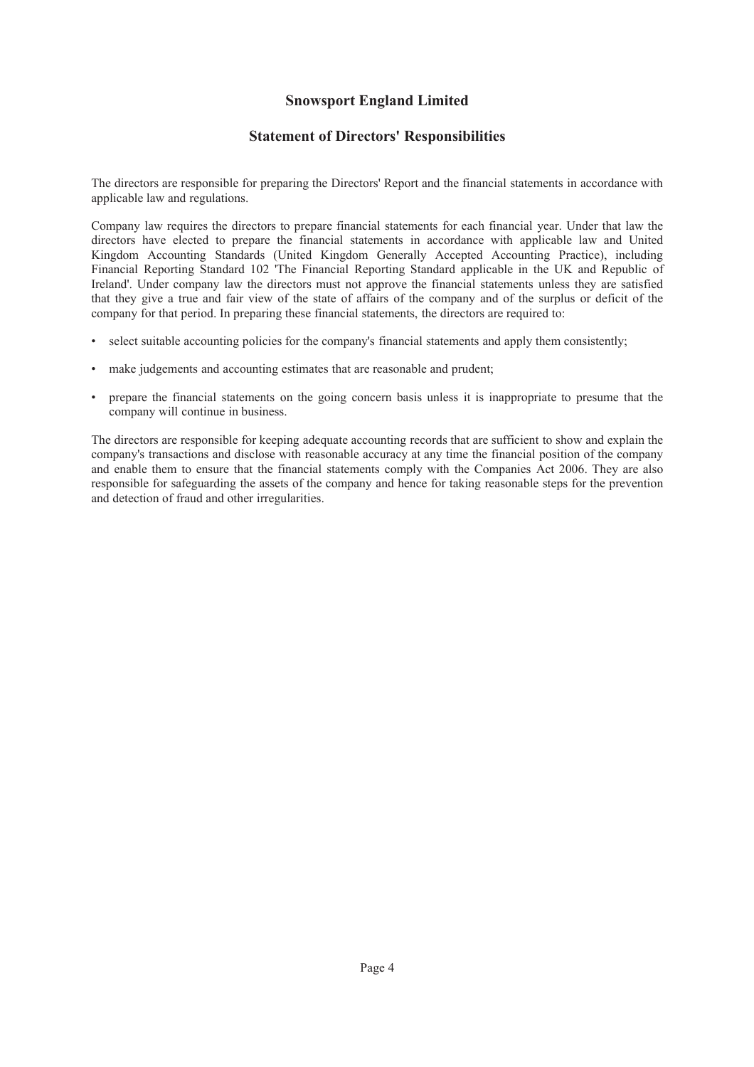# Snowsport England Limited

## Statement of Directors' Responsibilities

The directors are responsible for preparing the Directors' Report and the financial statements in accordance with applicable law and regulations.

Company law requires the directors to prepare financial statements for each financial year. Under that law the directors have elected to prepare the financial statements in accordance with applicable law and United Kingdom Accounting Standards (United Kingdom Generally Accepted Accounting Practice), including Financial Reporting Standard 102 'The Financial Reporting Standard applicable in the UK and Republic of Ireland'. Under company law the directors must not approve the financial statements unless they are satisfied that they give a true and fair view of the state of affairs of the company and of the surplus or deficit of the company for that period. In preparing these financial statements, the directors are required to:

- select suitable accounting policies for the company's financial statements and apply them consistently;
- make judgements and accounting estimates that are reasonable and prudent;
- prepare the financial statements on the going concern basis unless it is inappropriate to presume that the company will continue in business.

The directors are responsible for keeping adequate accounting records that are sufficient to show and explain the company's transactions and disclose with reasonable accuracy at any time the financial position of the company and enable them to ensure that the financial statements comply with the Companies Act 2006. They are also responsible for safeguarding the assets of the company and hence for taking reasonable steps for the prevention and detection of fraud and other irregularities.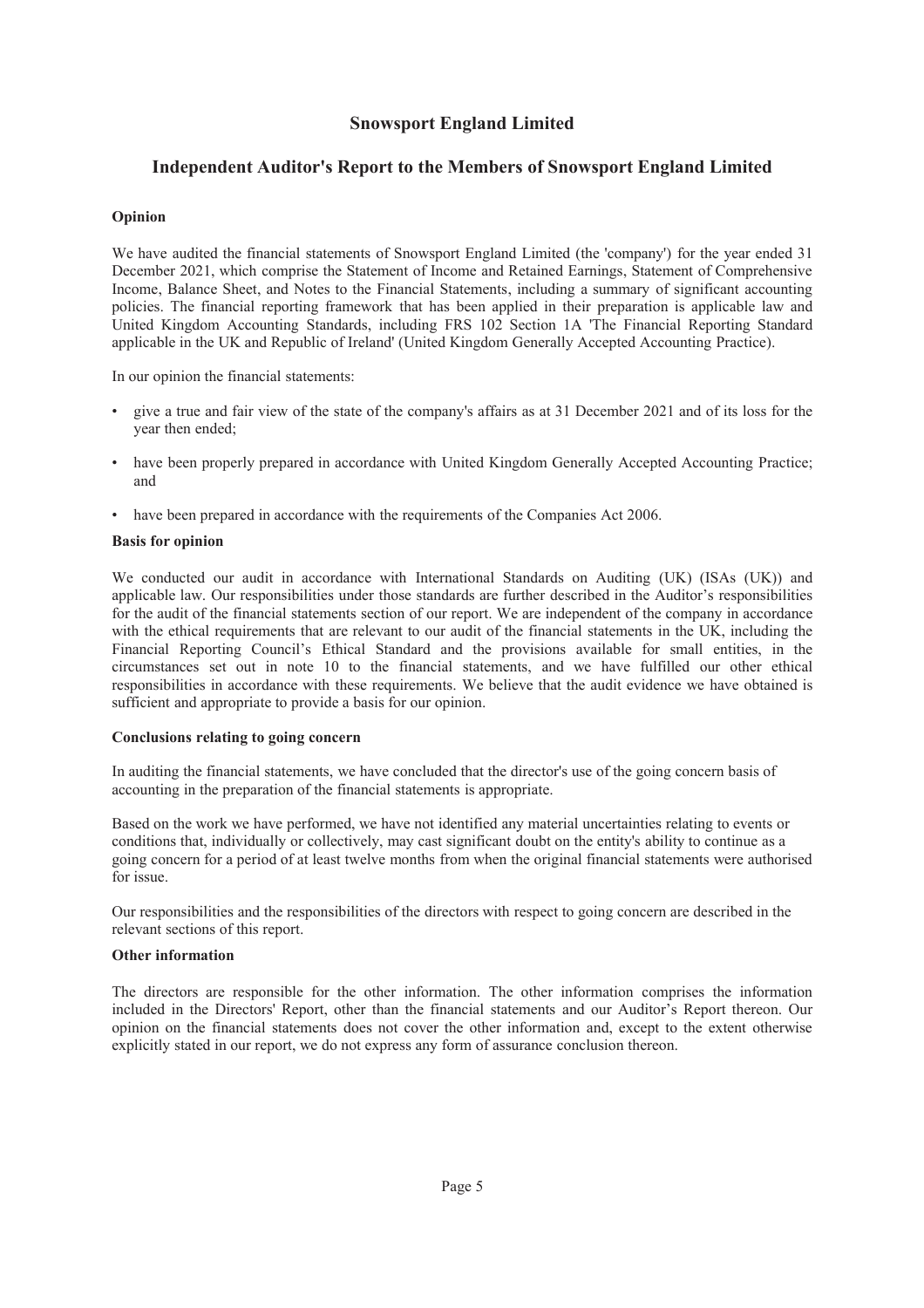# Snowsport England Limited

## Independent Auditor's Report to the Members of Snowsport England Limited

**Opinion**

We have audited the financial statements of Snowsport England Limited (the 'company') for the year ended 31 December 2021, which comprise the Statement of Income and Retained Earnings, Statement of Comprehensive Income, Balance Sheet, and Notes to the Financial Statements, including a summary of significant accounting policies. The financial reporting framework that has been applied in their preparation is applicable law and United Kingdom Accounting Standards, including FRS 102 Section 1A 'The Financial Reporting Standard applicable in the UK and Republic of Ireland' (United Kingdom Generally Accepted Accounting Practice).

In our opinion the financial statements:

- give a true and fair view of the state of the company's affairs as at 31 December 2021 and of its loss for the year then ended;
- have been properly prepared in accordance with United Kingdom Generally Accepted Accounting Practice; and
- have been prepared in accordance with the requirements of the Companies Act 2006.

**Basis for opinion**

We conducted our audit in accordance with International Standards on Auditing (UK) (ISAs (UK)) and applicable law. Our responsibilities under those standards are further described in the Auditor's responsibilities for the audit of the financial statements section of our report. We are independent of the company in accordance with the ethical requirements that are relevant to our audit of the financial statements in the UK, including the Financial Reporting Council's Ethical Standard and the provisions available for small entities, in the circumstances set out in note 10 to the financial statements, and we have fulfilled our other ethical responsibilities in accordance with these requirements. We believe that the audit evidence we have obtained is sufficient and appropriate to provide a basis for our opinion.

**Conclusions relating to going concern**

In auditing the financial statements, we have concluded that the director's use of the going concern basis of accounting in the preparation of the financial statements is appropriate.

Based on the work we have performed, we have not identified any material uncertainties relating to events or conditions that, individually or collectively, may cast significant doubt on the entity's ability to continue as a going concern for a period of at least twelve months from when the original financial statements were authorised for issue.

Our responsibilities and the responsibilities of the directors with respect to going concern are described in the relevant sections of this report.

**Other information**

The directors are responsible for the other information. The other information comprises the information included in the Directors' Report, other than the financial statements and our Auditor's Report thereon. Our opinion on the financial statements does not cover the other information and, except to the extent otherwise explicitly stated in our report, we do not express any form of assurance conclusion thereon.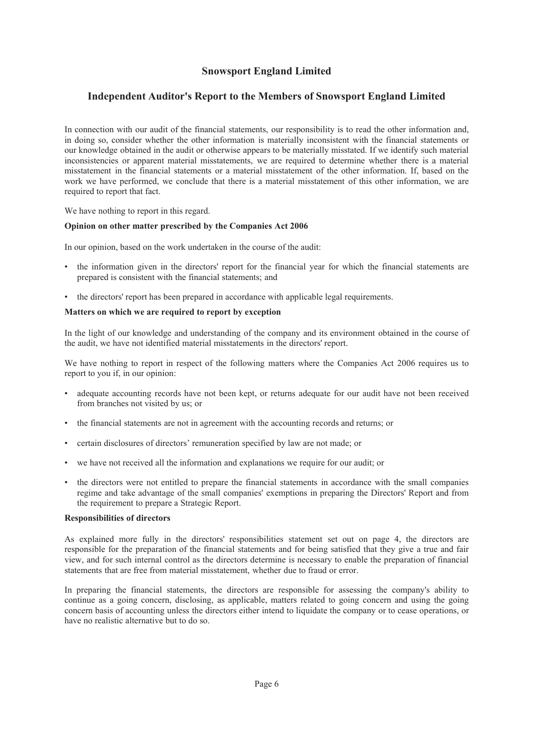# Snowsport England Limited

## Independent Auditor's Report to the Members of Snowsport England Limited

In connection with our audit of the financial statements, our responsibility is to read the other information and, in doing so, consider whether the other information is materially inconsistent with the financial statements or our knowledge obtained in the audit or otherwise appears to be materially misstated. If we identify such material inconsistencies or apparent material misstatements, we are required to determine whether there is a material misstatement in the financial statements or a material misstatement of the other information. If, based on the work we have performed, we conclude that there is a material misstatement of this other information, we are required to report that fact.

We have nothing to report in this regard.

**Opinion on other matter prescribed by the Companies Act 2006**

In our opinion, based on the work undertaken in the course of the audit:

- the information given in the directors' report for the financial year for which the financial statements are prepared is consistent with the financial statements; and
- the directors' report has been prepared in accordance with applicable legal requirements.

**Matters on which we are required to report by exception**

In the light of our knowledge and understanding of the company and its environment obtained in the course of the audit, we have not identified material misstatements in the directors' report.

We have nothing to report in respect of the following matters where the Companies Act 2006 requires us to report to you if, in our opinion:

- adequate accounting records have not been kept, or returns adequate for our audit have not been received from branches not visited by us; or
- the financial statements are not in agreement with the accounting records and returns; or
- certain disclosures of directors' remuneration specified by law are not made; or
- we have not received all the information and explanations we require for our audit; or
- the directors were not entitled to prepare the financial statements in accordance with the small companies regime and take advantage of the small companies' exemptions in preparing the Directors' Report and from the requirement to prepare a Strategic Report.

**Responsibilities of directors**

As explained more fully in the directors' responsibilities statement set out on page 4, the directors are responsible for the preparation of the financial statements and for being satisfied that they give a true and fair view, and for such internal control as the directors determine is necessary to enable the preparation of financial statements that are free from material misstatement, whether due to fraud or error.

In preparing the financial statements, the directors are responsible for assessing the company's ability to continue as a going concern, disclosing, as applicable, matters related to going concern and using the going concern basis of accounting unless the directors either intend to liquidate the company or to cease operations, or have no realistic alternative but to do so.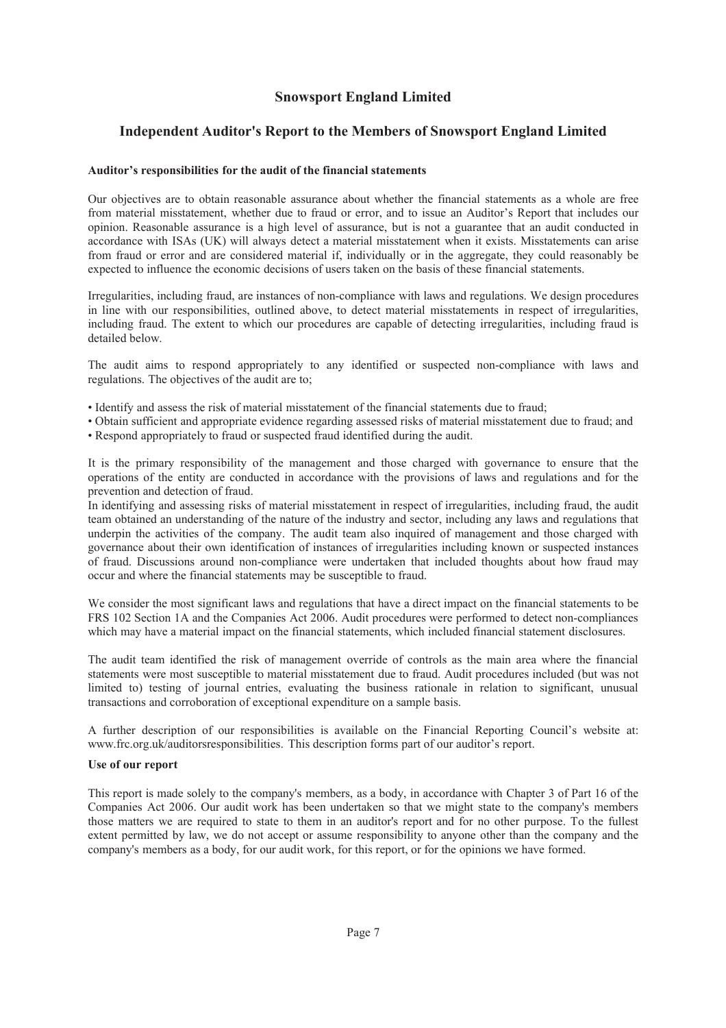# Snowsport England Limited

## Independent Auditor's Report to the Members of Snowsport England Limited

**Auditor's responsibilities for the audit of the financial statements**

Our objectives are to obtain reasonable assurance about whether the financial statements as a whole are free from material misstatement, whether due to fraud or error, and to issue an Auditor's Report that includes our opinion. Reasonable assurance is a high level of assurance, but is not a guarantee that an audit conducted in accordance with ISAs (UK) will always detect a material misstatement when it exists. Misstatements can arise from fraud or error and are considered material if, individually or in the aggregate, they could reasonably be expected to influence the economic decisions of users taken on the basis of these financial statements.

Irregularities, including fraud, are instances of non-compliance with laws and regulations. We design procedures in line with our responsibilities, outlined above, to detect material misstatements in respect of irregularities, including fraud. The extent to which our procedures are capable of detecting irregularities, including fraud is detailed below.

The audit aims to respond appropriately to any identified or suspected non-compliance with laws and regulations. The objectives of the audit are to;

- Identify and assess the risk of material misstatement of the financial statements due to fraud;
- Obtain sufficient and appropriate evidence regarding assessed risks of material misstatement due to fraud; and
- Respond appropriately to fraud or suspected fraud identified during the audit.

It is the primary responsibility of the management and those charged with governance to ensure that the operations of the entity are conducted in accordance with the provisions of laws and regulations and for the prevention and detection of fraud.

In identifying and assessing risks of material misstatement in respect of irregularities, including fraud, the audit team obtained an understanding of the nature of the industry and sector, including any laws and regulations that underpin the activities of the company. The audit team also inquired of management and those charged with governance about their own identification of instances of irregularities including known or suspected instances of fraud. Discussions around non-compliance were undertaken that included thoughts about how fraud may occur and where the financial statements may be susceptible to fraud.

We consider the most significant laws and regulations that have a direct impact on the financial statements to be FRS 102 Section 1A and the Companies Act 2006. Audit procedures were performed to detect non-compliances which may have a material impact on the financial statements, which included financial statement disclosures.

The audit team identified the risk of management override of controls as the main area where the financial statements were most susceptible to material misstatement due to fraud. Audit procedures included (but was not limited to) testing of journal entries, evaluating the business rationale in relation to significant, unusual transactions and corroboration of exceptional expenditure on a sample basis.

A further description of our responsibilities is available on the Financial Reporting Council's website at: www.frc.org.uk/auditorsresponsibilities. This description forms part of our auditor's report.

**Use of our report**

This report is made solely to the company's members, as a body, in accordance with Chapter 3 of Part 16 of the Companies Act 2006. Our audit work has been undertaken so that we might state to the company's members those matters we are required to state to them in an auditor's report and for no other purpose. To the fullest extent permitted by law, we do not accept or assume responsibility to anyone other than the company and the company's members as a body, for our audit work, for this report, or for the opinions we have formed.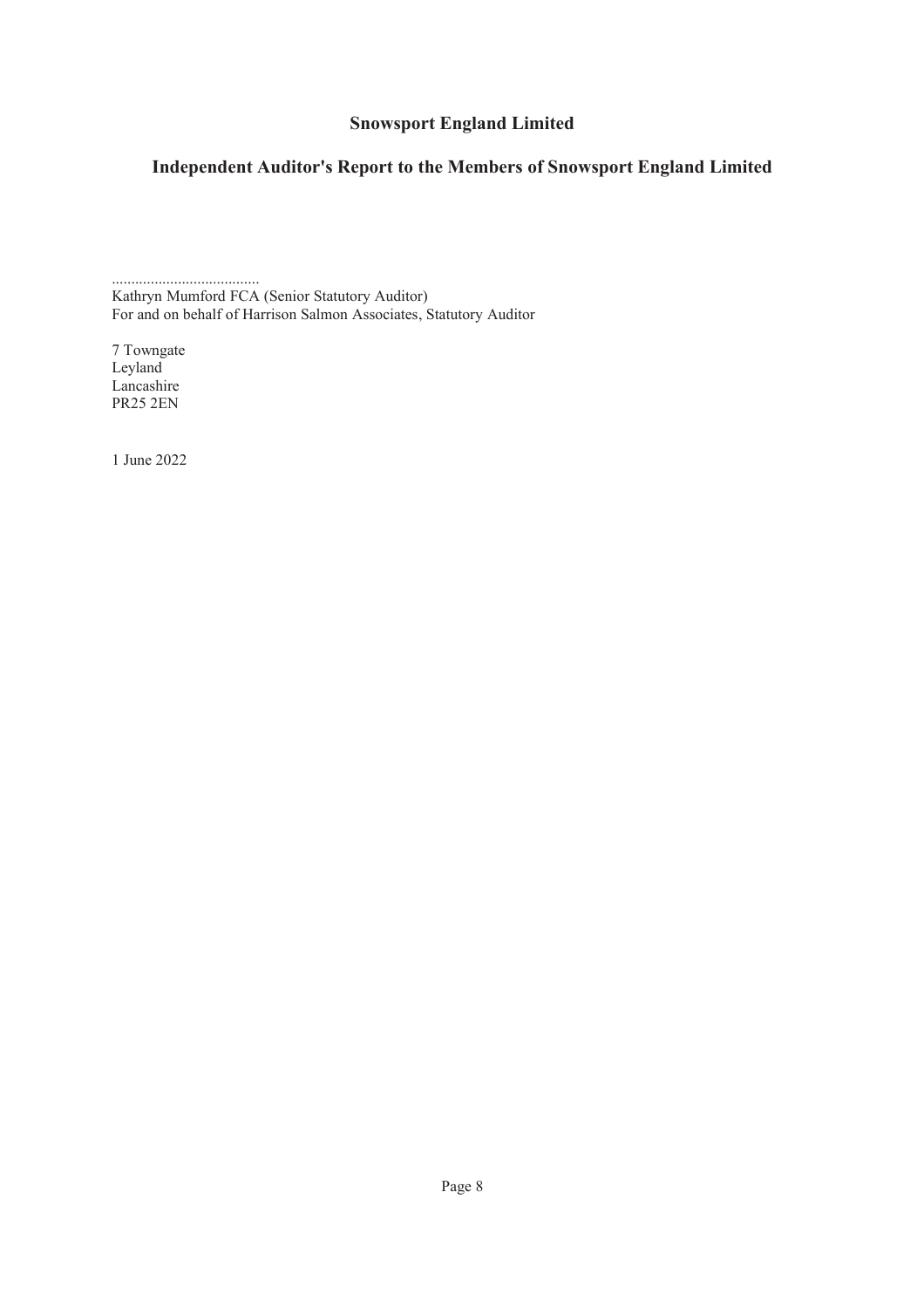# Snowsport England Limited

## Independent Auditor's Report to the Members of Snowsport England Limited

......................................
Kathryn Mumford FCA (Senior Statutory Auditor)
For and on behalf of Harrison Salmon Associates, Statutory Auditor

7 Towngate
Leyland
Lancashire
PR25 2EN

1 June 2022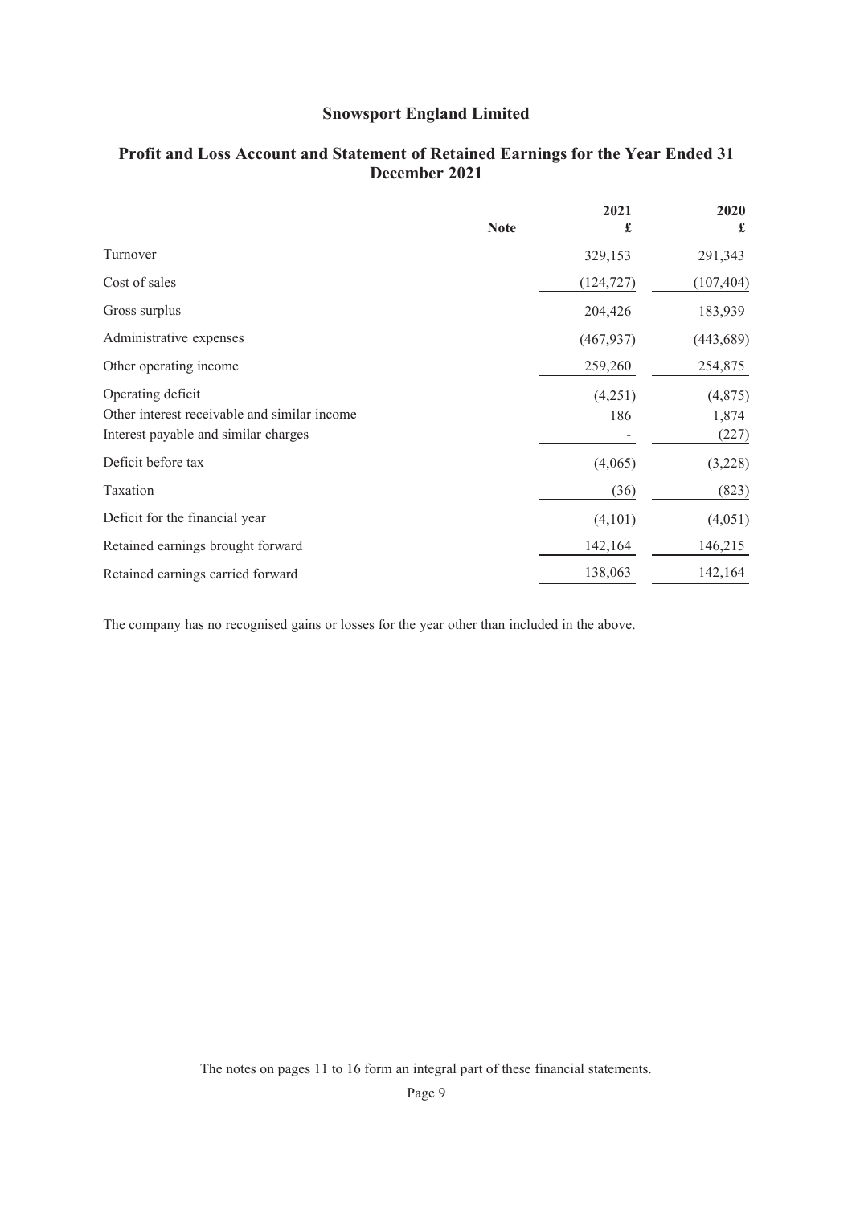# Snowsport England Limited

## Profit and Loss Account and Statement of Retained Earnings for the Year Ended 31 December 2021

| | Note | 2021<br>£ | 2020<br>£ |
|---|---|---|---|
| Turnover | | 329,153 | 291,343 |
| Cost of sales | | (124,727) | (107,404) |
| Gross surplus | | 204,426 | 183,939 |
| Administrative expenses | | (467,937) | (443,689) |
| Other operating income | | 259,260 | 254,875 |
| Operating deficit | | (4,251) | (4,875) |
| Other interest receivable and similar income | | 186 | 1,874 |
| Interest payable and similar charges | | - | (227) |
| Deficit before tax | | (4,065) | (3,228) |
| Taxation | | (36) | (823) |
| Deficit for the financial year | | (4,101) | (4,051) |
| Retained earnings brought forward | | 142,164 | 146,215 |
| Retained earnings carried forward | | 138,063 | 142,164 |

The company has no recognised gains or losses for the year other than included in the above.

The notes on pages 11 to 16 form an integral part of these financial statements.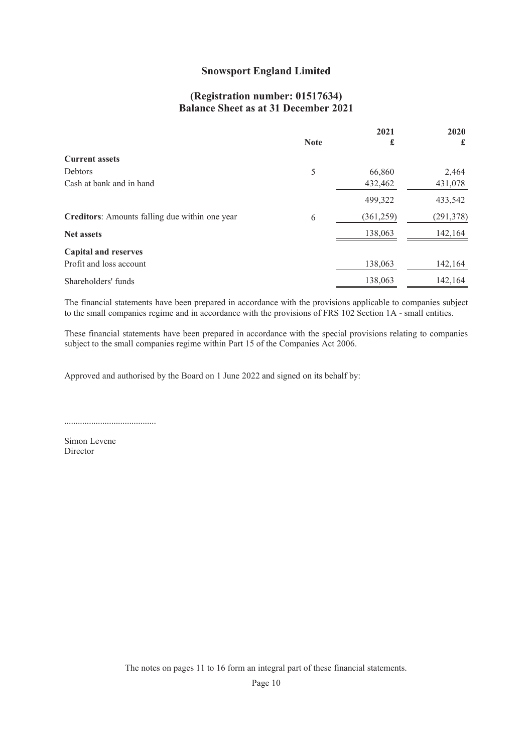# Snowsport England Limited

## (Registration number: 01517634)
## Balance Sheet as at 31 December 2021

| | Note | 2021 £ | 2020 £ |
|---|---|---|---|
| **Current assets** | | | |
| Debtors | 5 | 66,860 | 2,464 |
| Cash at bank and in hand | | 432,462 | 431,078 |
| | | 499,322 | 433,542 |
| **Creditors**: Amounts falling due within one year | 6 | (361,259) | (291,378) |
| **Net assets** | | 138,063 | 142,164 |
| **Capital and reserves** | | | |
| Profit and loss account | | 138,063 | 142,164 |
| Shareholders' funds | | 138,063 | 142,164 |

The financial statements have been prepared in accordance with the provisions applicable to companies subject to the small companies regime and in accordance with the provisions of FRS 102 Section 1A - small entities.

These financial statements have been prepared in accordance with the special provisions relating to companies subject to the small companies regime within Part 15 of the Companies Act 2006.

Approved and authorised by the Board on 1 June 2022 and signed on its behalf by:

.........................................

Simon Levene
Director

The notes on pages 11 to 16 form an integral part of these financial statements.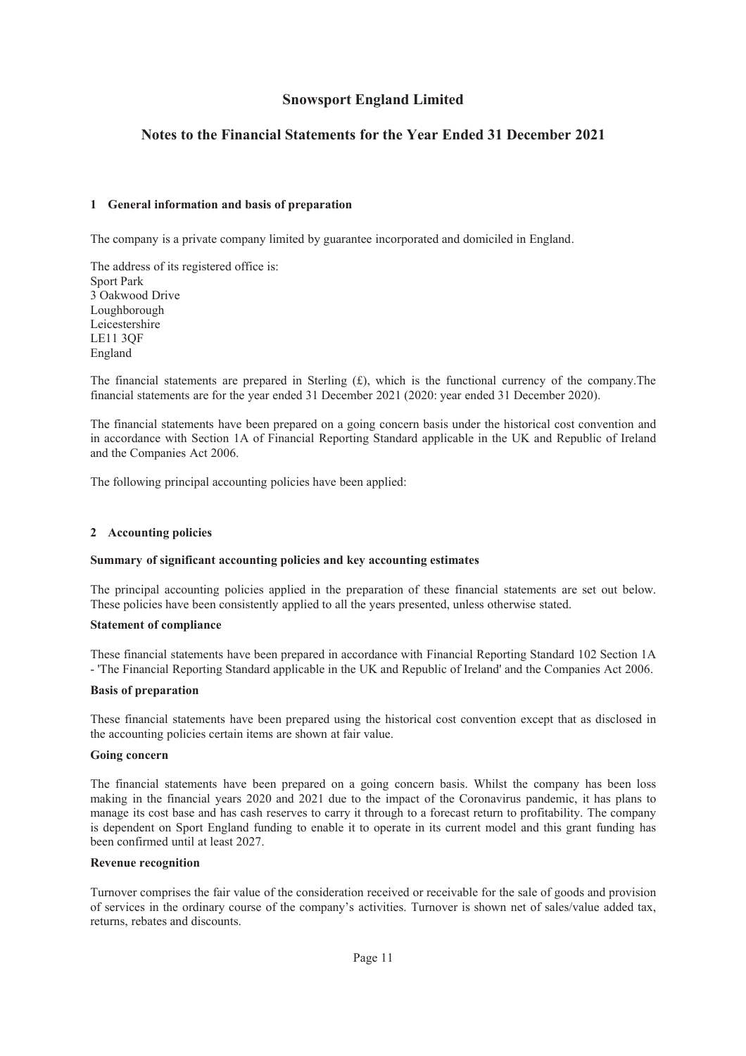# Snowsport England Limited

## Notes to the Financial Statements for the Year Ended 31 December 2021

### 1 General information and basis of preparation

The company is a private company limited by guarantee incorporated and domiciled in England.

The address of its registered office is:
Sport Park
3 Oakwood Drive
Loughborough
Leicestershire
LE11 3QF
England

The financial statements are prepared in Sterling (£), which is the functional currency of the company.The financial statements are for the year ended 31 December 2021 (2020: year ended 31 December 2020).

The financial statements have been prepared on a going concern basis under the historical cost convention and in accordance with Section 1A of Financial Reporting Standard applicable in the UK and Republic of Ireland and the Companies Act 2006.

The following principal accounting policies have been applied:

### 2 Accounting policies

**Summary of significant accounting policies and key accounting estimates**

The principal accounting policies applied in the preparation of these financial statements are set out below. These policies have been consistently applied to all the years presented, unless otherwise stated.

**Statement of compliance**

These financial statements have been prepared in accordance with Financial Reporting Standard 102 Section 1A - 'The Financial Reporting Standard applicable in the UK and Republic of Ireland' and the Companies Act 2006.

**Basis of preparation**

These financial statements have been prepared using the historical cost convention except that as disclosed in the accounting policies certain items are shown at fair value.

**Going concern**

The financial statements have been prepared on a going concern basis. Whilst the company has been loss making in the financial years 2020 and 2021 due to the impact of the Coronavirus pandemic, it has plans to manage its cost base and has cash reserves to carry it through to a forecast return to profitability. The company is dependent on Sport England funding to enable it to operate in its current model and this grant funding has been confirmed until at least 2027.

**Revenue recognition**

Turnover comprises the fair value of the consideration received or receivable for the sale of goods and provision of services in the ordinary course of the company's activities. Turnover is shown net of sales/value added tax, returns, rebates and discounts.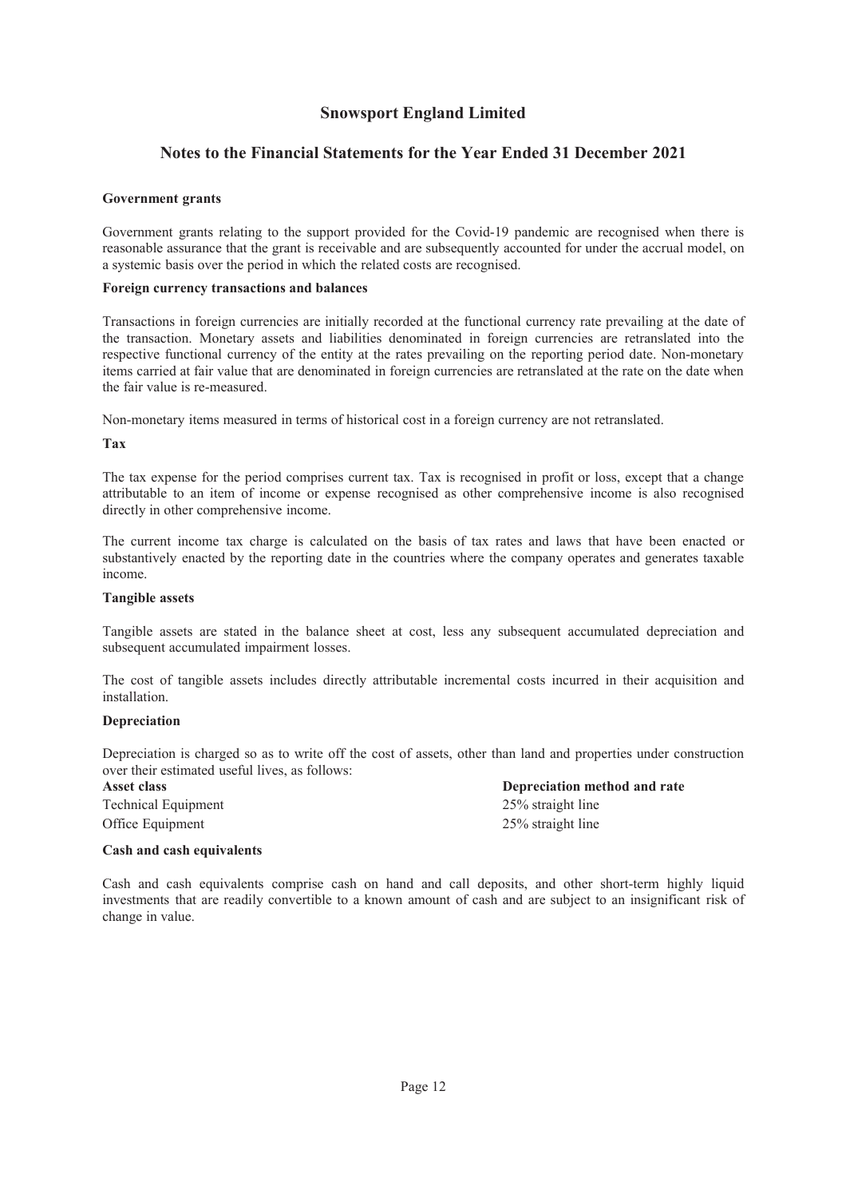# Snowsport England Limited

## Notes to the Financial Statements for the Year Ended 31 December 2021

**Government grants**

Government grants relating to the support provided for the Covid-19 pandemic are recognised when there is reasonable assurance that the grant is receivable and are subsequently accounted for under the accrual model, on a systemic basis over the period in which the related costs are recognised.

**Foreign currency transactions and balances**

Transactions in foreign currencies are initially recorded at the functional currency rate prevailing at the date of the transaction. Monetary assets and liabilities denominated in foreign currencies are retranslated into the respective functional currency of the entity at the rates prevailing on the reporting period date. Non-monetary items carried at fair value that are denominated in foreign currencies are retranslated at the rate on the date when the fair value is re-measured.

Non-monetary items measured in terms of historical cost in a foreign currency are not retranslated.

**Tax**

The tax expense for the period comprises current tax. Tax is recognised in profit or loss, except that a change attributable to an item of income or expense recognised as other comprehensive income is also recognised directly in other comprehensive income.

The current income tax charge is calculated on the basis of tax rates and laws that have been enacted or substantively enacted by the reporting date in the countries where the company operates and generates taxable income.

**Tangible assets**

Tangible assets are stated in the balance sheet at cost, less any subsequent accumulated depreciation and subsequent accumulated impairment losses.

The cost of tangible assets includes directly attributable incremental costs incurred in their acquisition and installation.

**Depreciation**

Depreciation is charged so as to write off the cost of assets, other than land and properties under construction over their estimated useful lives, as follows:

| Asset class | Depreciation method and rate |
|---|---|
| Technical Equipment | 25% straight line |
| Office Equipment | 25% straight line |

**Cash and cash equivalents**

Cash and cash equivalents comprise cash on hand and call deposits, and other short-term highly liquid investments that are readily convertible to a known amount of cash and are subject to an insignificant risk of change in value.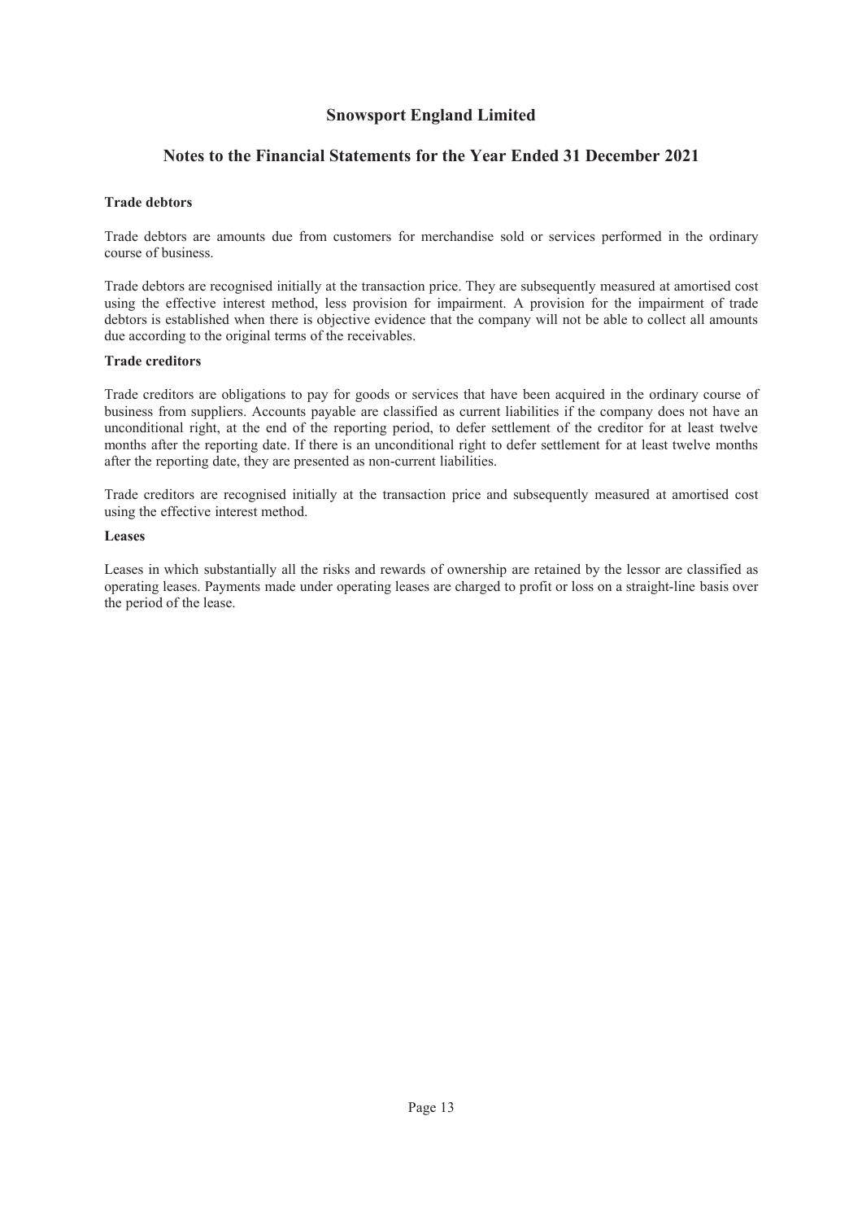# Snowsport England Limited

## Notes to the Financial Statements for the Year Ended 31 December 2021

### Trade debtors

Trade debtors are amounts due from customers for merchandise sold or services performed in the ordinary course of business.

Trade debtors are recognised initially at the transaction price. They are subsequently measured at amortised cost using the effective interest method, less provision for impairment. A provision for the impairment of trade debtors is established when there is objective evidence that the company will not be able to collect all amounts due according to the original terms of the receivables.

### Trade creditors

Trade creditors are obligations to pay for goods or services that have been acquired in the ordinary course of business from suppliers. Accounts payable are classified as current liabilities if the company does not have an unconditional right, at the end of the reporting period, to defer settlement of the creditor for at least twelve months after the reporting date. If there is an unconditional right to defer settlement for at least twelve months after the reporting date, they are presented as non-current liabilities.

Trade creditors are recognised initially at the transaction price and subsequently measured at amortised cost using the effective interest method.

### Leases

Leases in which substantially all the risks and rewards of ownership are retained by the lessor are classified as operating leases. Payments made under operating leases are charged to profit or loss on a straight-line basis over the period of the lease.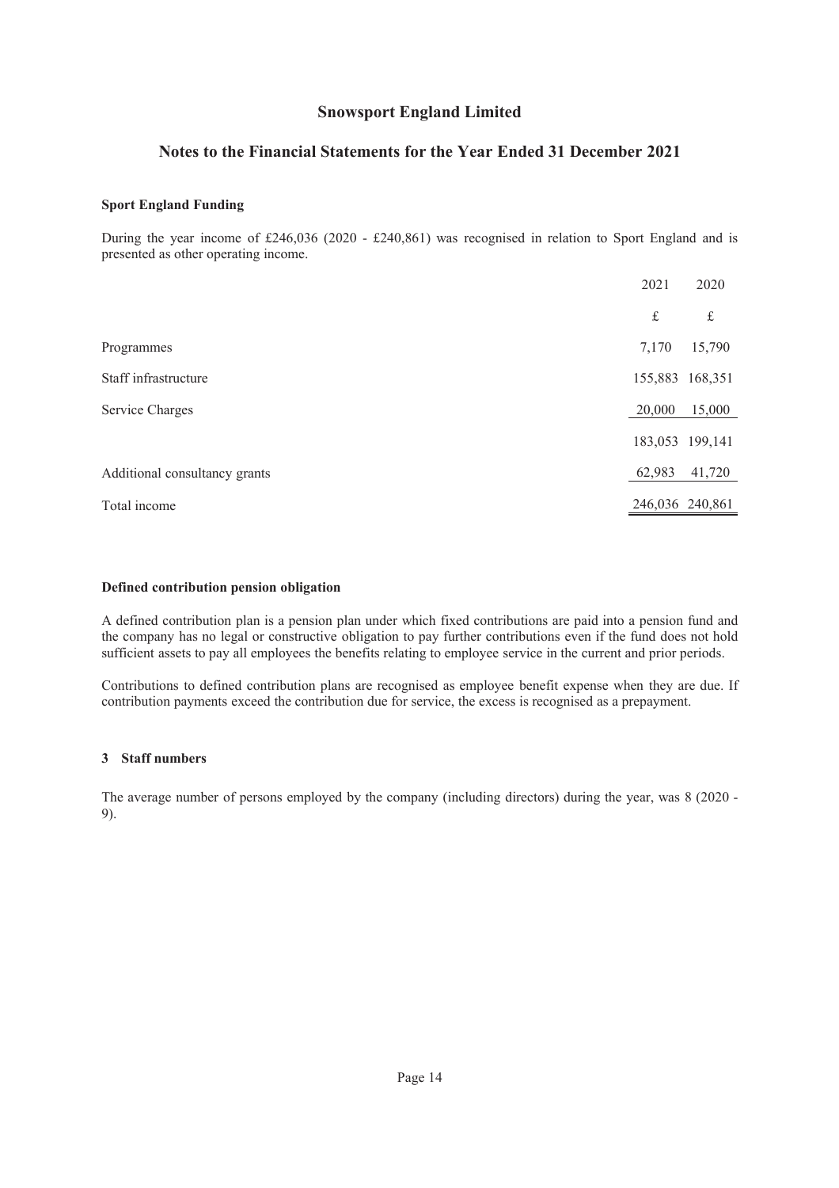# Snowsport England Limited

## Notes to the Financial Statements for the Year Ended 31 December 2021

### Sport England Funding

During the year income of £246,036 (2020 - £240,861) was recognised in relation to Sport England and is presented as other operating income.

| | 2021 | 2020 |
|---|---|---|
| | £ | £ |
| Programmes | 7,170 | 15,790 |
| Staff infrastructure | 155,883 | 168,351 |
| Service Charges | 20,000 | 15,000 |
| | 183,053 | 199,141 |
| Additional consultancy grants | 62,983 | 41,720 |
| Total income | 246,036 | 240,861 |

### Defined contribution pension obligation

A defined contribution plan is a pension plan under which fixed contributions are paid into a pension fund and the company has no legal or constructive obligation to pay further contributions even if the fund does not hold sufficient assets to pay all employees the benefits relating to employee service in the current and prior periods.

Contributions to defined contribution plans are recognised as employee benefit expense when they are due. If contribution payments exceed the contribution due for service, the excess is recognised as a prepayment.

### 3 Staff numbers

The average number of persons employed by the company (including directors) during the year, was 8 (2020 - 9).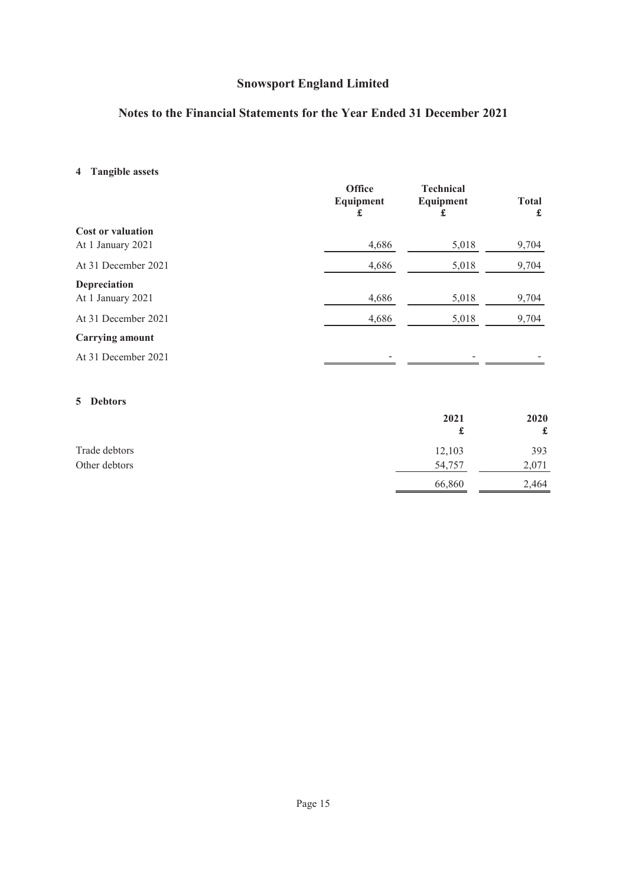# Snowsport England Limited

## Notes to the Financial Statements for the Year Ended 31 December 2021

### 4 Tangible assets

| | Office Equipment £ | Technical Equipment £ | Total £ |
|---|---|---|---|
| **Cost or valuation** | | | |
| At 1 January 2021 | 4,686 | 5,018 | 9,704 |
| At 31 December 2021 | 4,686 | 5,018 | 9,704 |
| **Depreciation** | | | |
| At 1 January 2021 | 4,686 | 5,018 | 9,704 |
| At 31 December 2021 | 4,686 | 5,018 | 9,704 |
| **Carrying amount** | | | |
| At 31 December 2021 | - | - | - |

### 5 Debtors

| | 2021 £ | 2020 £ |
|---|---|---|
| Trade debtors | 12,103 | 393 |
| Other debtors | 54,757 | 2,071 |
| | 66,860 | 2,464 |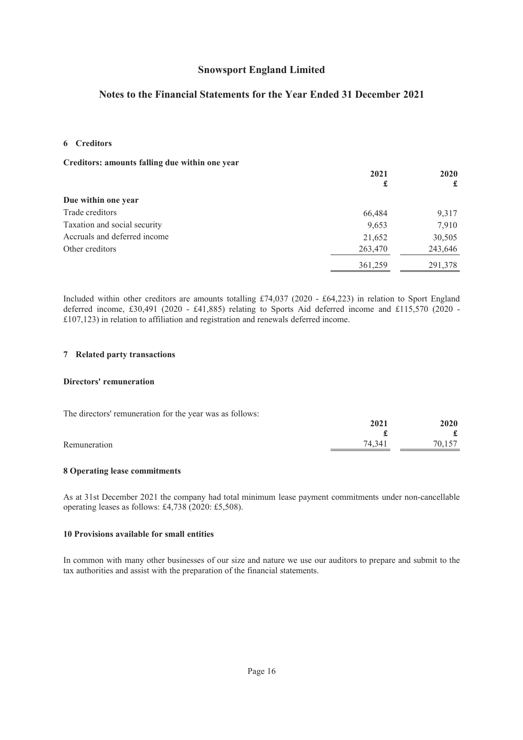# Snowsport England Limited

## Notes to the Financial Statements for the Year Ended 31 December 2021

### 6 Creditors

**Creditors: amounts falling due within one year**

| | 2021<br>£ | 2020<br>£ |
|---|---|---|
| **Due within one year** | | |
| Trade creditors | 66,484 | 9,317 |
| Taxation and social security | 9,653 | 7,910 |
| Accruals and deferred income | 21,652 | 30,505 |
| Other creditors | 263,470 | 243,646 |
| | 361,259 | 291,378 |

Included within other creditors are amounts totalling £74,037 (2020 - £64,223) in relation to Sport England deferred income, £30,491 (2020 - £41,885) relating to Sports Aid deferred income and £115,570 (2020 - £107,123) in relation to affiliation and registration and renewals deferred income.

### 7 Related party transactions

**Directors' remuneration**

The directors' remuneration for the year was as follows:

| | 2021<br>£ | 2020<br>£ |
|---|---|---|
| Remuneration | 74,341 | 70,157 |

### 8 Operating lease commitments

As at 31st December 2021 the company had total minimum lease payment commitments under non-cancellable operating leases as follows: £4,738 (2020: £5,508).

### 10 Provisions available for small entities

In common with many other businesses of our size and nature we use our auditors to prepare and submit to the tax authorities and assist with the preparation of the financial statements.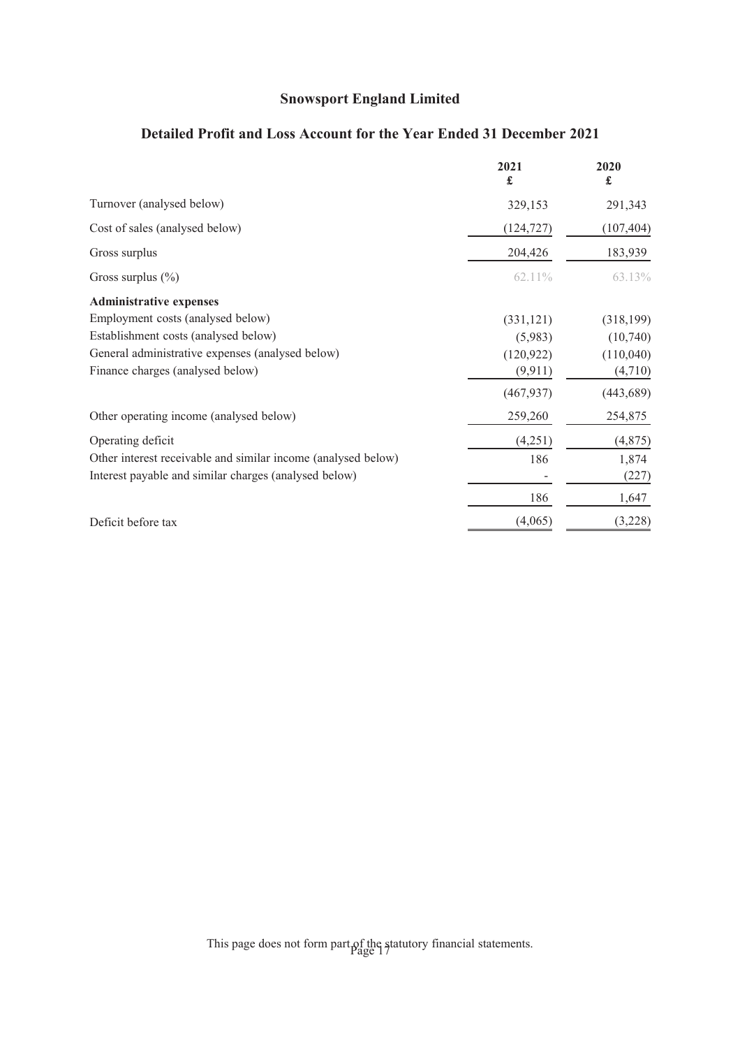# Snowsport England Limited

## Detailed Profit and Loss Account for the Year Ended 31 December 2021

| | 2021<br>£ | 2020<br>£ |
|---|---|---|
| Turnover (analysed below) | 329,153 | 291,343 |
| Cost of sales (analysed below) | (124,727) | (107,404) |
| Gross surplus | 204,426 | 183,939 |
| Gross surplus (%) | 62.11% | 63.13% |
| **Administrative expenses** | | |
| Employment costs (analysed below) | (331,121) | (318,199) |
| Establishment costs (analysed below) | (5,983) | (10,740) |
| General administrative expenses (analysed below) | (120,922) | (110,040) |
| Finance charges (analysed below) | (9,911) | (4,710) |
| | (467,937) | (443,689) |
| Other operating income (analysed below) | 259,260 | 254,875 |
| Operating deficit | (4,251) | (4,875) |
| Other interest receivable and similar income (analysed below) | 186 | 1,874 |
| Interest payable and similar charges (analysed below) | - | (227) |
| | 186 | 1,647 |
| Deficit before tax | (4,065) | (3,228) |

This page does not form part of the statutory financial statements.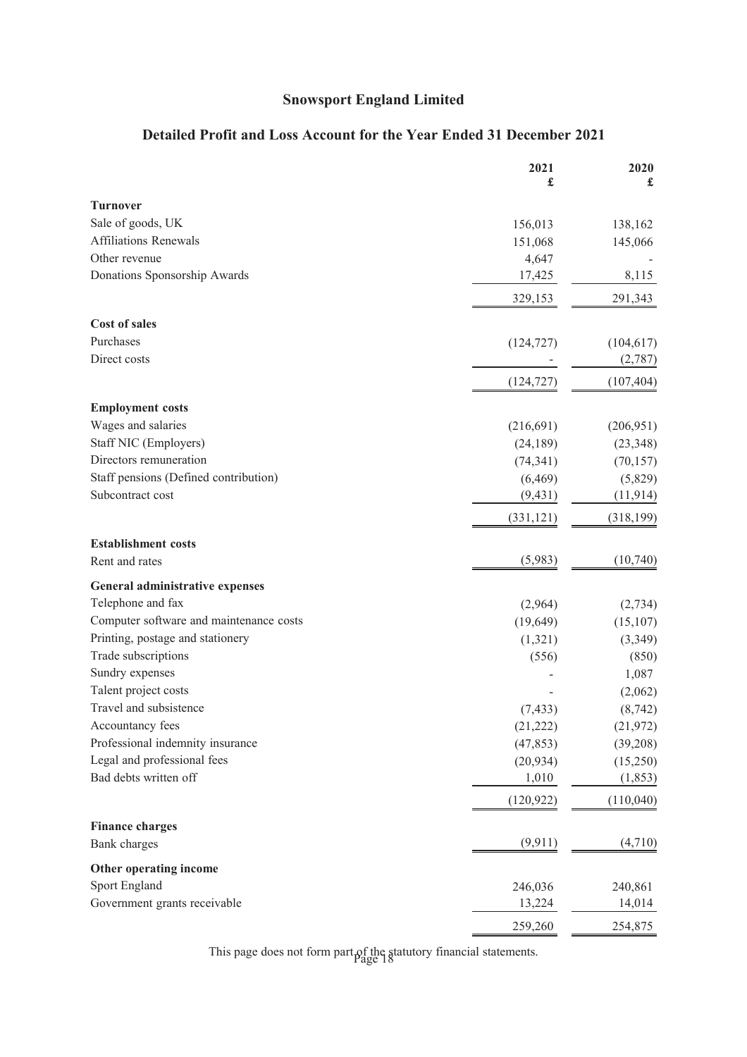# Snowsport England Limited

## Detailed Profit and Loss Account for the Year Ended 31 December 2021

| | 2021 £ | 2020 £ |
|---|---|---|
| **Turnover** | | |
| Sale of goods, UK | 156,013 | 138,162 |
| Affiliations Renewals | 151,068 | 145,066 |
| Other revenue | 4,647 | - |
| Donations Sponsorship Awards | 17,425 | 8,115 |
| | 329,153 | 291,343 |
| **Cost of sales** | | |
| Purchases | (124,727) | (104,617) |
| Direct costs | - | (2,787) |
| | (124,727) | (107,404) |
| **Employment costs** | | |
| Wages and salaries | (216,691) | (206,951) |
| Staff NIC (Employers) | (24,189) | (23,348) |
| Directors remuneration | (74,341) | (70,157) |
| Staff pensions (Defined contribution) | (6,469) | (5,829) |
| Subcontract cost | (9,431) | (11,914) |
| | (331,121) | (318,199) |
| **Establishment costs** | | |
| Rent and rates | (5,983) | (10,740) |
| **General administrative expenses** | | |
| Telephone and fax | (2,964) | (2,734) |
| Computer software and maintenance costs | (19,649) | (15,107) |
| Printing, postage and stationery | (1,321) | (3,349) |
| Trade subscriptions | (556) | (850) |
| Sundry expenses | - | 1,087 |
| Talent project costs | - | (2,062) |
| Travel and subsistence | (7,433) | (8,742) |
| Accountancy fees | (21,222) | (21,972) |
| Professional indemnity insurance | (47,853) | (39,208) |
| Legal and professional fees | (20,934) | (15,250) |
| Bad debts written off | 1,010 | (1,853) |
| | (120,922) | (110,040) |
| **Finance charges** | | |
| Bank charges | (9,911) | (4,710) |
| **Other operating income** | | |
| Sport England | 246,036 | 240,861 |
| Government grants receivable | 13,224 | 14,014 |
| | 259,260 | 254,875 |

This page does not form part of the statutory financial statements.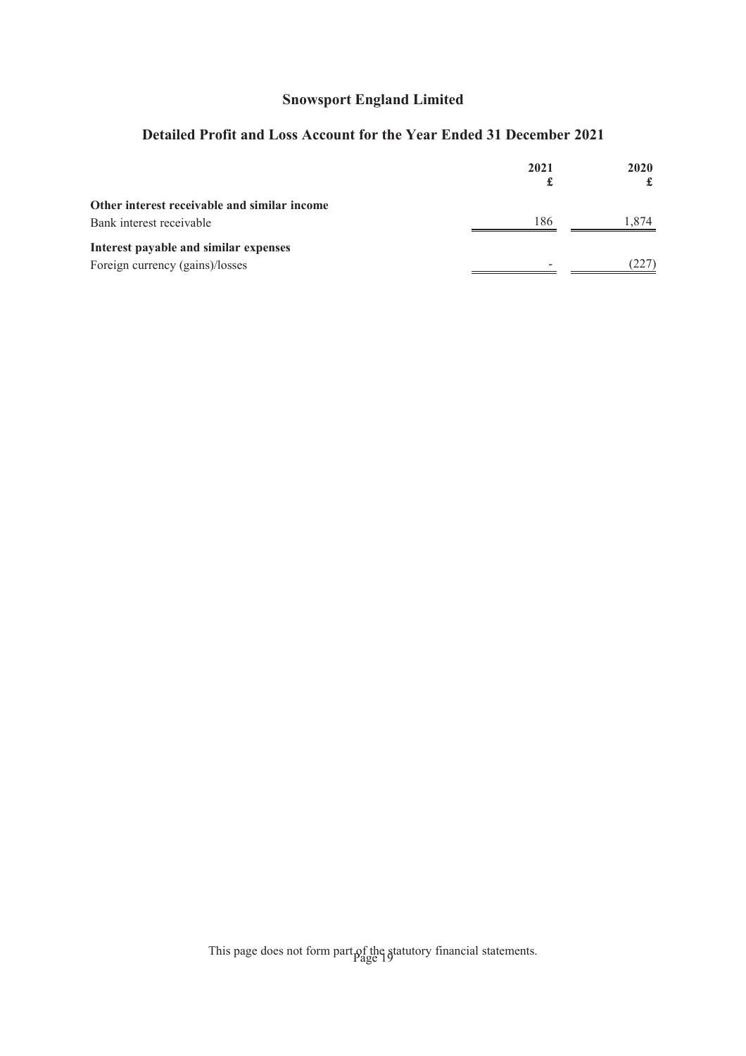# Snowsport England Limited

## Detailed Profit and Loss Account for the Year Ended 31 December 2021

| | 2021<br>£ | 2020<br>£ |
|---|---|---|
| **Other interest receivable and similar income** | | |
| Bank interest receivable | 186 | 1,874 |
| **Interest payable and similar expenses** | | |
| Foreign currency (gains)/losses | - | (227) |

This page does not form part of the statutory financial statements.